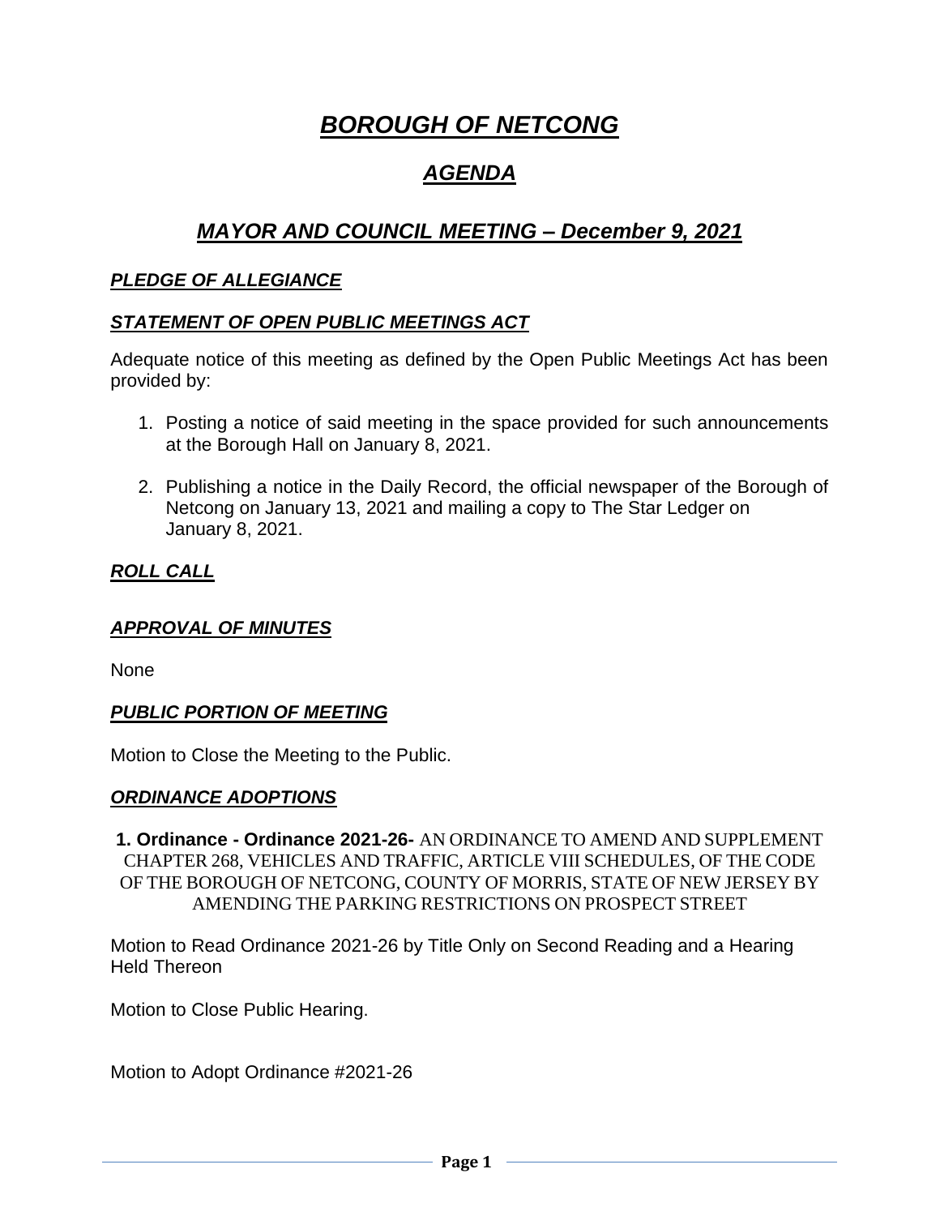# ***BOROUGH OF NETCONG***

## ***AGENDA***

## ***MAYOR AND COUNCIL MEETING – December 9, 2021***

### ***PLEDGE OF ALLEGIANCE***

### ***STATEMENT OF OPEN PUBLIC MEETINGS ACT***

Adequate notice of this meeting as defined by the Open Public Meetings Act has been provided by:

1. Posting a notice of said meeting in the space provided for such announcements at the Borough Hall on January 8, 2021.

2. Publishing a notice in the Daily Record, the official newspaper of the Borough of Netcong on January 13, 2021 and mailing a copy to The Star Ledger on January 8, 2021.

### ***ROLL CALL***

### ***APPROVAL OF MINUTES***

None

### ***PUBLIC PORTION OF MEETING***

Motion to Close the Meeting to the Public.

### ***ORDINANCE ADOPTIONS***

**1. Ordinance - Ordinance 2021-26-** AN ORDINANCE TO AMEND AND SUPPLEMENT CHAPTER 268, VEHICLES AND TRAFFIC, ARTICLE VIII SCHEDULES, OF THE CODE OF THE BOROUGH OF NETCONG, COUNTY OF MORRIS, STATE OF NEW JERSEY BY AMENDING THE PARKING RESTRICTIONS ON PROSPECT STREET

Motion to Read Ordinance 2021-26 by Title Only on Second Reading and a Hearing Held Thereon

Motion to Close Public Hearing.

Motion to Adopt Ordinance #2021-26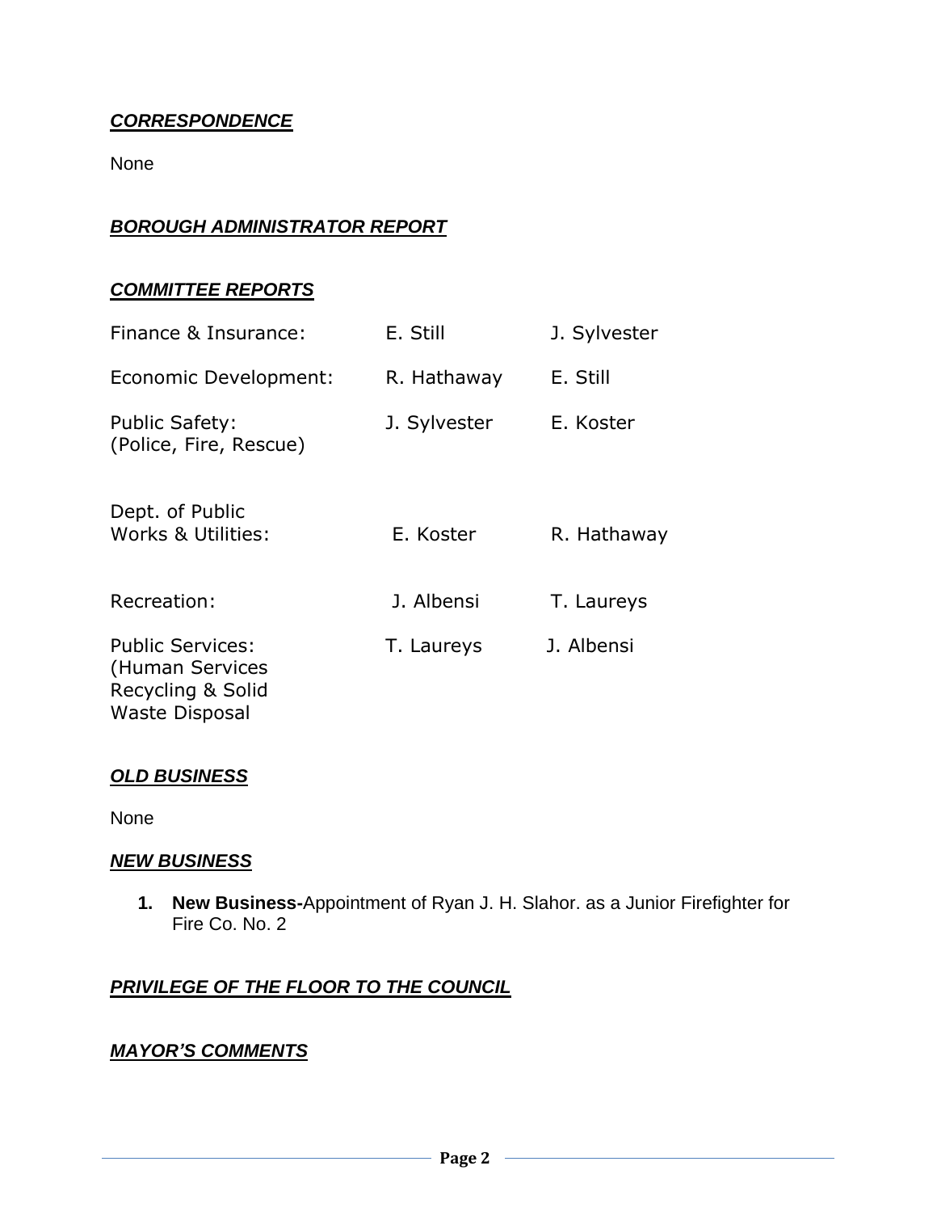***CORRESPONDENCE***

None

***BOROUGH ADMINISTRATOR REPORT***

***COMMITTEE REPORTS***

| | | |
|---|---|---|
| Finance & Insurance: | E. Still | J. Sylvester |
| Economic Development: | R. Hathaway | E. Still |
| Public Safety: (Police, Fire, Rescue) | J. Sylvester | E. Koster |
| Dept. of Public Works & Utilities: | E. Koster | R. Hathaway |
| Recreation: | J. Albensi | T. Laureys |
| Public Services: (Human Services Recycling & Solid Waste Disposal | T. Laureys | J. Albensi |

***OLD BUSINESS***

None

***NEW BUSINESS***

1. **New Business-**Appointment of Ryan J. H. Slahor. as a Junior Firefighter for Fire Co. No. 2

***PRIVILEGE OF THE FLOOR TO THE COUNCIL***

***MAYOR'S COMMENTS***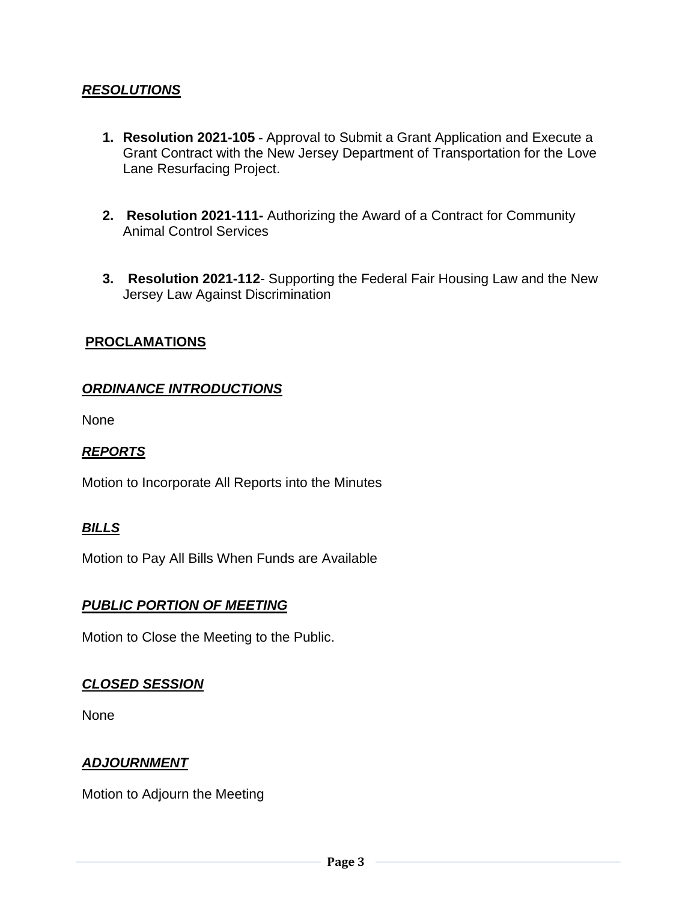## ***RESOLUTIONS***

1. **Resolution 2021-105** - Approval to Submit a Grant Application and Execute a Grant Contract with the New Jersey Department of Transportation for the Love Lane Resurfacing Project.

2. **Resolution 2021-111-** Authorizing the Award of a Contract for Community Animal Control Services

3. **Resolution 2021-112**- Supporting the Federal Fair Housing Law and the New Jersey Law Against Discrimination

## **PROCLAMATIONS**

## ***ORDINANCE INTRODUCTIONS***

None

## ***REPORTS***

Motion to Incorporate All Reports into the Minutes

## ***BILLS***

Motion to Pay All Bills When Funds are Available

## ***PUBLIC PORTION OF MEETING***

Motion to Close the Meeting to the Public.

## ***CLOSED SESSION***

None

## ***ADJOURNMENT***

Motion to Adjourn the Meeting